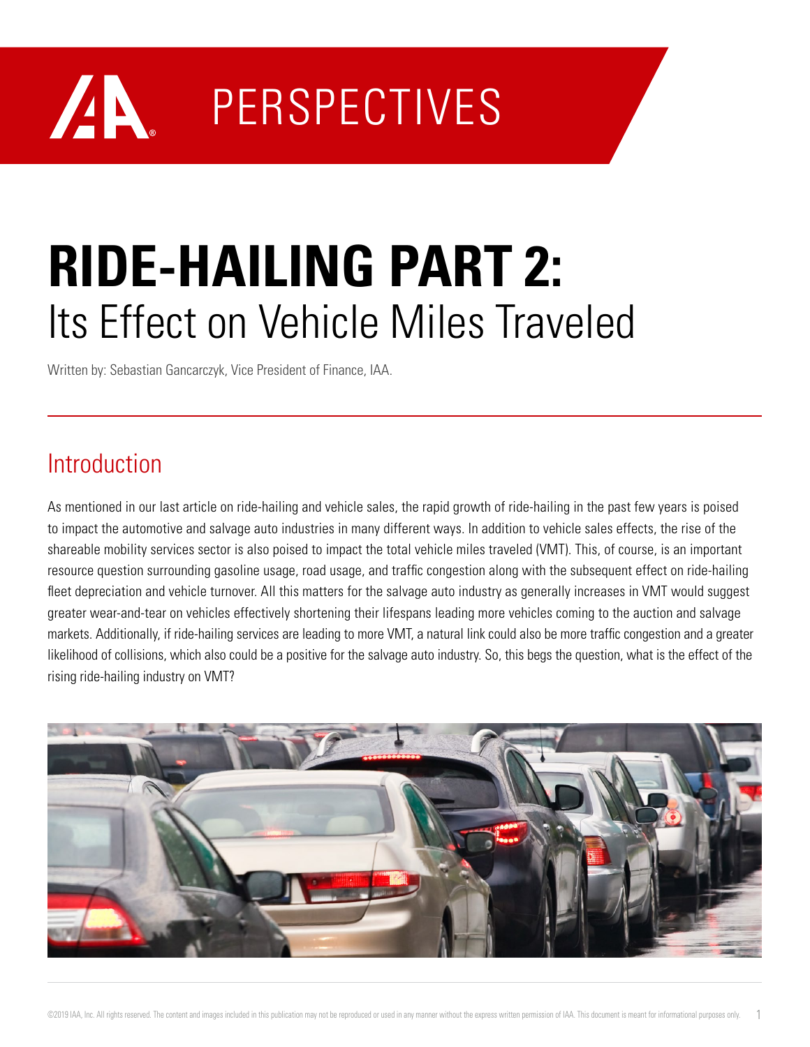PERSPECTIVES

# RIDE-HAILING PART 2: Its Effect on Vehicle Miles Traveled

Written by: Sebastian Gancarczyk, Vice President of Finance, IAA.

## Introduction

As mentioned in our last article on ride-hailing and vehicle sales, the rapid growth of ride-hailing in the past few years is poised to impact the automotive and salvage auto industries in many different ways. In addition to vehicle sales effects, the rise of the shareable mobility services sector is also poised to impact the total vehicle miles traveled (VMT). This, of course, is an important resource question surrounding gasoline usage, road usage, and traffic congestion along with the subsequent effect on ride-hailing fleet depreciation and vehicle turnover. All this matters for the salvage auto industry as generally increases in VMT would suggest greater wear-and-tear on vehicles effectively shortening their lifespans leading more vehicles coming to the auction and salvage markets. Additionally, if ride-hailing services are leading to more VMT, a natural link could also be more traffic congestion and a greater likelihood of collisions, which also could be a positive for the salvage auto industry. So, this begs the question, what is the effect of the rising ride-hailing industry on VMT?

©2019 IAA, Inc. All rights reserved. The content and images included in this publication may not be reproduced or used in any manner without the express written permission of IAA. This document is meant for informational purposes only.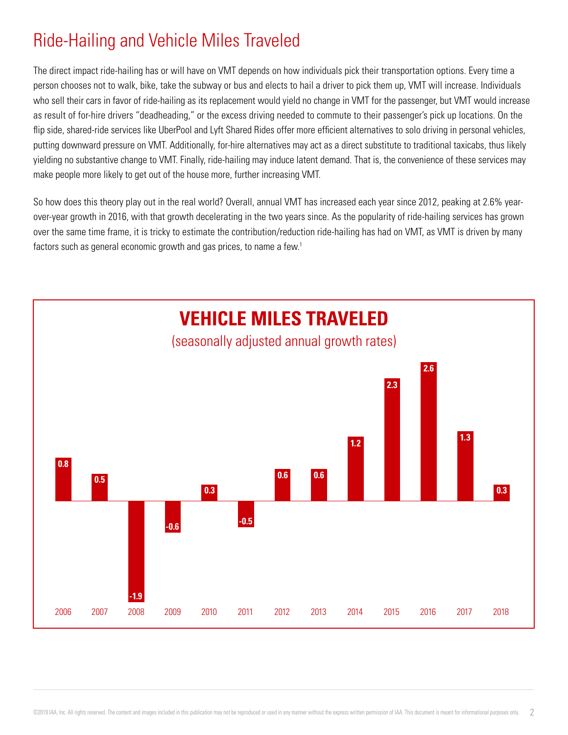# Ride-Hailing and Vehicle Miles Traveled

The direct impact ride-hailing has or will have on VMT depends on how individuals pick their transportation options. Every time a person chooses not to walk, bike, take the subway or bus and elects to hail a driver to pick them up, VMT will increase. Individuals who sell their cars in favor of ride-hailing as its replacement would yield no change in VMT for the passenger, but VMT would increase as result of for-hire drivers "deadheading," or the excess driving needed to commute to their passenger's pick up locations. On the flip side, shared-ride services like UberPool and Lyft Shared Rides offer more efficient alternatives to solo driving in personal vehicles, putting downward pressure on VMT. Additionally, for-hire alternatives may act as a direct substitute to traditional taxicabs, thus likely yielding no substantive change to VMT. Finally, ride-hailing may induce latent demand. That is, the convenience of these services may make people more likely to get out of the house more, further increasing VMT.

So how does this theory play out in the real world? Overall, annual VMT has increased each year since 2012, peaking at 2.6% year-over-year growth in 2016, with that growth decelerating in the two years since. As the popularity of ride-hailing services has grown over the same time frame, it is tricky to estimate the contribution/reduction ride-hailing has had on VMT, as VMT is driven by many factors such as general economic growth and gas prices, to name a few.[1]

## VEHICLE MILES TRAVELED

(seasonally adjusted annual growth rates)

| Year | Growth rate |
|---|---|
| 2006 | 0.8 |
| 2007 | 0.5 |
| 2008 | -1.9 |
| 2009 | -0.6 |
| 2010 | 0.3 |
| 2011 | -0.5 |
| 2012 | 0.6 |
| 2013 | 0.6 |
| 2014 | 1.2 |
| 2015 | 2.3 |
| 2016 | 2.6 |
| 2017 | 1.3 |
| 2018 | 0.3 |

©2019 IAA, Inc. All rights reserved. The content and images included in this publication may not be reproduced or used in any manner without the express written permission of IAA. This document is meant for informational purposes only.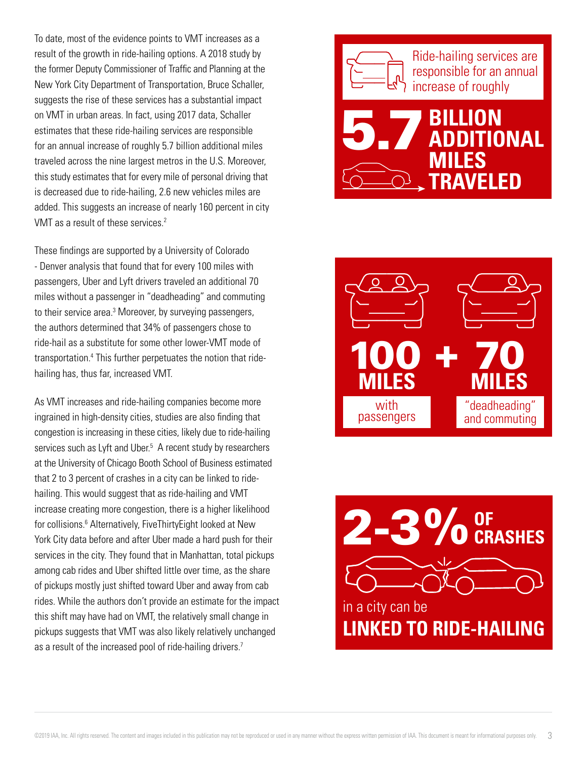To date, most of the evidence points to VMT increases as a result of the growth in ride-hailing options. A 2018 study by the former Deputy Commissioner of Traffic and Planning at the New York City Department of Transportation, Bruce Schaller, suggests the rise of these services has a substantial impact on VMT in urban areas. In fact, using 2017 data, Schaller estimates that these ride-hailing services are responsible for an annual increase of roughly 5.7 billion additional miles traveled across the nine largest metros in the U.S. Moreover, this study estimates that for every mile of personal driving that is decreased due to ride-hailing, 2.6 new vehicles miles are added. This suggests an increase of nearly 160 percent in city VMT as a result of these services.[2]

These findings are supported by a University of Colorado - Denver analysis that found that for every 100 miles with passengers, Uber and Lyft drivers traveled an additional 70 miles without a passenger in "deadheading" and commuting to their service area.[3] Moreover, by surveying passengers, the authors determined that 34% of passengers chose to ride-hail as a substitute for some other lower-VMT mode of transportation.[4] This further perpetuates the notion that ride-hailing has, thus far, increased VMT.

As VMT increases and ride-hailing companies become more ingrained in high-density cities, studies are also finding that congestion is increasing in these cities, likely due to ride-hailing services such as Lyft and Uber.[5] A recent study by researchers at the University of Chicago Booth School of Business estimated that 2 to 3 percent of crashes in a city can be linked to ride-hailing. This would suggest that as ride-hailing and VMT increase creating more congestion, there is a higher likelihood for collisions.[6] Alternatively, FiveThirtyEight looked at New York City data before and after Uber made a hard push for their services in the city. They found that in Manhattan, total pickups among cab rides and Uber shifted little over time, as the share of pickups mostly just shifted toward Uber and away from cab rides. While the authors don't provide an estimate for the impact this shift may have had on VMT, the relatively small change in pickups suggests that VMT was also likely relatively unchanged as a result of the increased pool of ride-hailing drivers.[7]

Ride-hailing services are responsible for an annual increase of roughly

**5.7 BILLION ADDITIONAL MILES TRAVELED**

**100 MILES** with passengers **+ 70 MILES** "deadheading" and commuting

**2-3% OF CRASHES** in a city can be **LINKED TO RIDE-HAILING**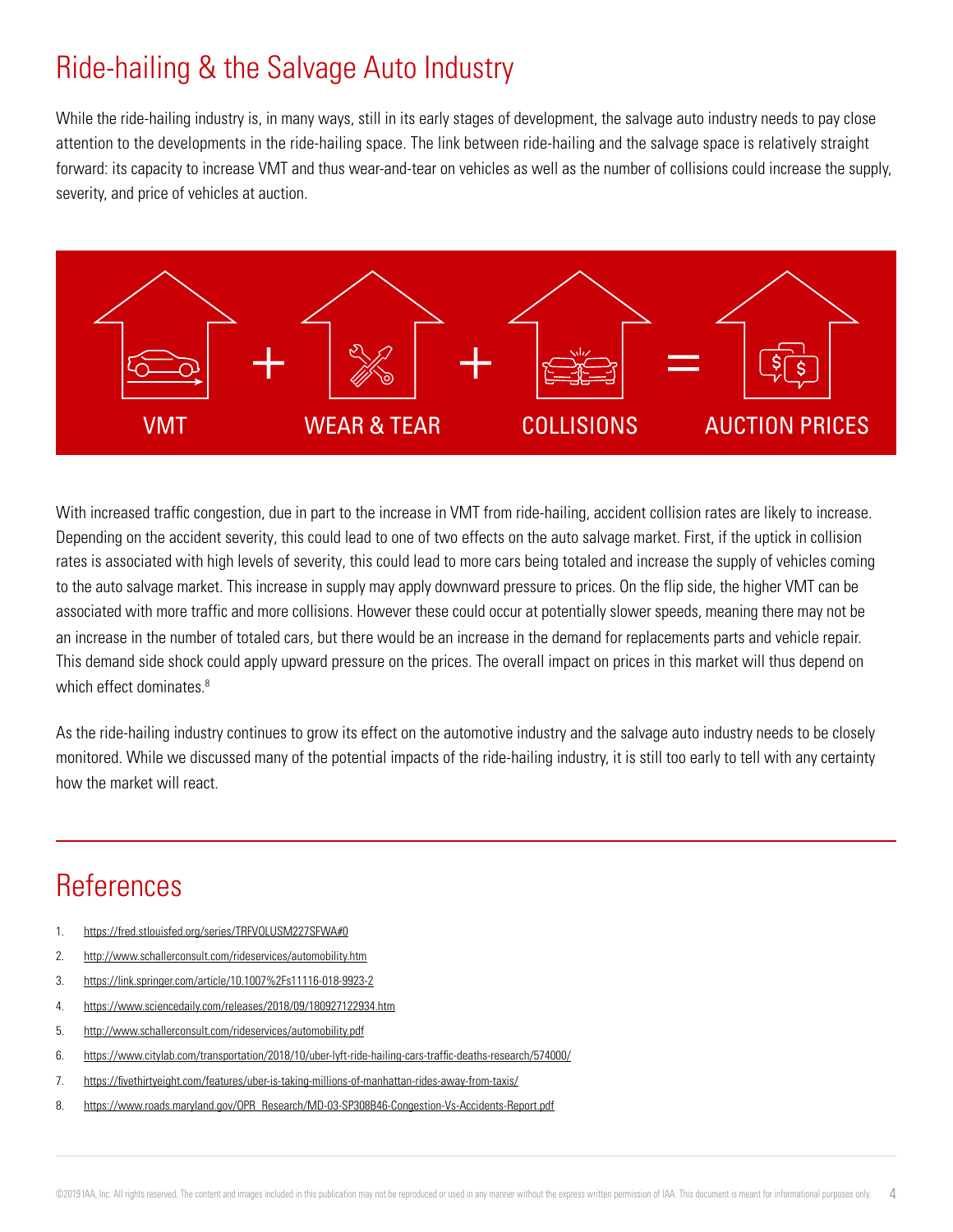# Ride-hailing & the Salvage Auto Industry

While the ride-hailing industry is, in many ways, still in its early stages of development, the salvage auto industry needs to pay close attention to the developments in the ride-hailing space. The link between ride-hailing and the salvage space is relatively straight forward: its capacity to increase VMT and thus wear-and-tear on vehicles as well as the number of collisions could increase the supply, severity, and price of vehicles at auction.

VMT + WEAR & TEAR + COLLISIONS = AUCTION PRICES

With increased traffic congestion, due in part to the increase in VMT from ride-hailing, accident collision rates are likely to increase. Depending on the accident severity, this could lead to one of two effects on the auto salvage market. First, if the uptick in collision rates is associated with high levels of severity, this could lead to more cars being totaled and increase the supply of vehicles coming to the auto salvage market. This increase in supply may apply downward pressure to prices. On the flip side, the higher VMT can be associated with more traffic and more collisions. However these could occur at potentially slower speeds, meaning there may not be an increase in the number of totaled cars, but there would be an increase in the demand for replacements parts and vehicle repair. This demand side shock could apply upward pressure on the prices. The overall impact on prices in this market will thus depend on which effect dominates.[8]

As the ride-hailing industry continues to grow its effect on the automotive industry and the salvage auto industry needs to be closely monitored. While we discussed many of the potential impacts of the ride-hailing industry, it is still too early to tell with any certainty how the market will react.

# References

1. https://fred.stlouisfed.org/series/TRFVOLUSM227SFWA#0
2. http://www.schallerconsult.com/rideservices/automobility.htm
3. https://link.springer.com/article/10.1007%2Fs11116-018-9923-2
4. https://www.sciencedaily.com/releases/2018/09/180927122934.htm
5. http://www.schallerconsult.com/rideservices/automobility.pdf
6. https://www.citylab.com/transportation/2018/10/uber-lyft-ride-hailing-cars-traffic-deaths-research/574000/
7. https://fivethirtyeight.com/features/uber-is-taking-millions-of-manhattan-rides-away-from-taxis/
8. https://www.roads.maryland.gov/OPR_Research/MD-03-SP308B46-Congestion-Vs-Accidents-Report.pdf

©2019 IAA, Inc. All rights reserved. The content and images included in this publication may not be reproduced or used in any manner without the express written permission of IAA. This document is meant for informational purposes only.